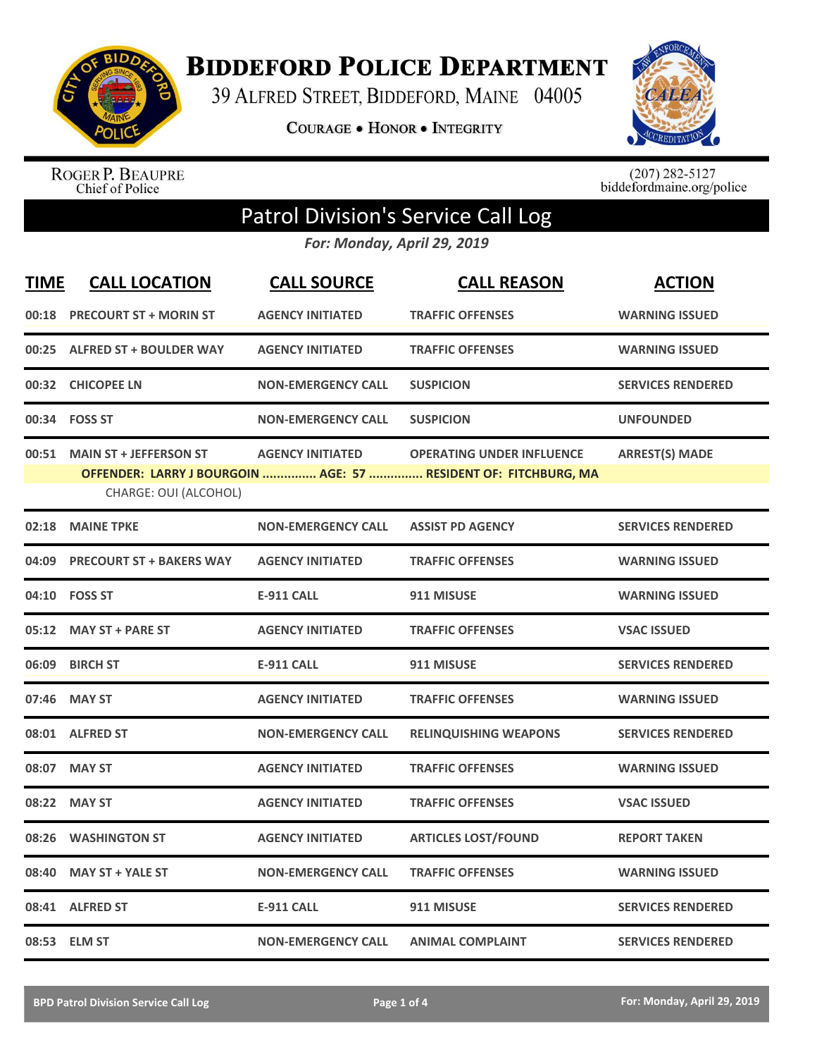# BIDDEFORD POLICE DEPARTMENT

39 ALFRED STREET, BIDDEFORD, MAINE 04005

COURAGE • HONOR • INTEGRITY

ROGER P. BEAUPRE
Chief of Police

(207) 282-5127
biddefordmaine.org/police

## Patrol Division's Service Call Log

*For: Monday, April 29, 2019*

| TIME | CALL LOCATION | CALL SOURCE | CALL REASON | ACTION |
|---|---|---|---|---|
| 00:18 | PRECOURT ST + MORIN ST | AGENCY INITIATED | TRAFFIC OFFENSES | WARNING ISSUED |
| 00:25 | ALFRED ST + BOULDER WAY | AGENCY INITIATED | TRAFFIC OFFENSES | WARNING ISSUED |
| 00:32 | CHICOPEE LN | NON-EMERGENCY CALL | SUSPICION | SERVICES RENDERED |
| 00:34 | FOSS ST | NON-EMERGENCY CALL | SUSPICION | UNFOUNDED |
| 00:51 | MAIN ST + JEFFERSON ST | AGENCY INITIATED | OPERATING UNDER INFLUENCE | ARREST(S) MADE |
| | OFFENDER: LARRY J BOURGOIN ............... AGE: 57 ............... RESIDENT OF: FITCHBURG, MA | | | |
| | CHARGE: OUI (ALCOHOL) | | | |
| 02:18 | MAINE TPKE | NON-EMERGENCY CALL | ASSIST PD AGENCY | SERVICES RENDERED |
| 04:09 | PRECOURT ST + BAKERS WAY | AGENCY INITIATED | TRAFFIC OFFENSES | WARNING ISSUED |
| 04:10 | FOSS ST | E-911 CALL | 911 MISUSE | WARNING ISSUED |
| 05:12 | MAY ST + PARE ST | AGENCY INITIATED | TRAFFIC OFFENSES | VSAC ISSUED |
| 06:09 | BIRCH ST | E-911 CALL | 911 MISUSE | SERVICES RENDERED |
| 07:46 | MAY ST | AGENCY INITIATED | TRAFFIC OFFENSES | WARNING ISSUED |
| 08:01 | ALFRED ST | NON-EMERGENCY CALL | RELINQUISHING WEAPONS | SERVICES RENDERED |
| 08:07 | MAY ST | AGENCY INITIATED | TRAFFIC OFFENSES | WARNING ISSUED |
| 08:22 | MAY ST | AGENCY INITIATED | TRAFFIC OFFENSES | VSAC ISSUED |
| 08:26 | WASHINGTON ST | AGENCY INITIATED | ARTICLES LOST/FOUND | REPORT TAKEN |
| 08:40 | MAY ST + YALE ST | NON-EMERGENCY CALL | TRAFFIC OFFENSES | WARNING ISSUED |
| 08:41 | ALFRED ST | E-911 CALL | 911 MISUSE | SERVICES RENDERED |
| 08:53 | ELM ST | NON-EMERGENCY CALL | ANIMAL COMPLAINT | SERVICES RENDERED |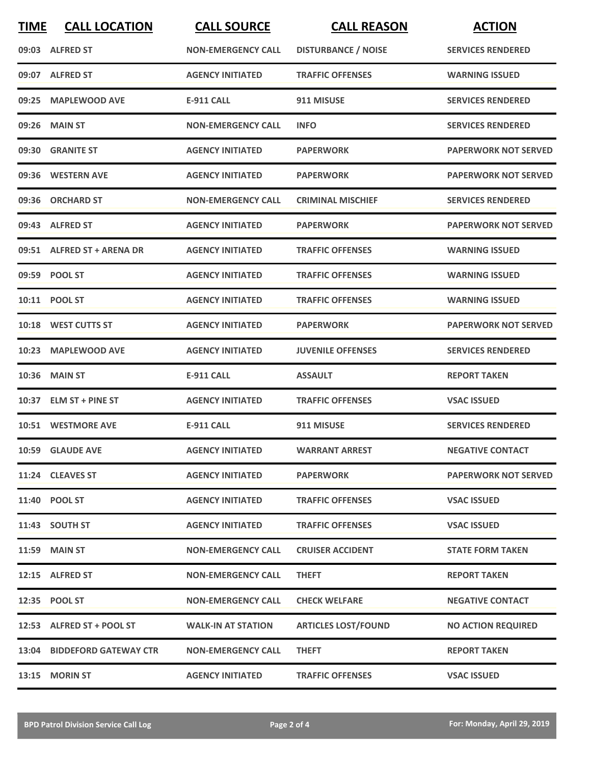| TIME | CALL LOCATION | CALL SOURCE | CALL REASON | ACTION |
|---|---|---|---|---|
| 09:03 | ALFRED ST | NON-EMERGENCY CALL | DISTURBANCE / NOISE | SERVICES RENDERED |
| 09:07 | ALFRED ST | AGENCY INITIATED | TRAFFIC OFFENSES | WARNING ISSUED |
| 09:25 | MAPLEWOOD AVE | E-911 CALL | 911 MISUSE | SERVICES RENDERED |
| 09:26 | MAIN ST | NON-EMERGENCY CALL | INFO | SERVICES RENDERED |
| 09:30 | GRANITE ST | AGENCY INITIATED | PAPERWORK | PAPERWORK NOT SERVED |
| 09:36 | WESTERN AVE | AGENCY INITIATED | PAPERWORK | PAPERWORK NOT SERVED |
| 09:36 | ORCHARD ST | NON-EMERGENCY CALL | CRIMINAL MISCHIEF | SERVICES RENDERED |
| 09:43 | ALFRED ST | AGENCY INITIATED | PAPERWORK | PAPERWORK NOT SERVED |
| 09:51 | ALFRED ST + ARENA DR | AGENCY INITIATED | TRAFFIC OFFENSES | WARNING ISSUED |
| 09:59 | POOL ST | AGENCY INITIATED | TRAFFIC OFFENSES | WARNING ISSUED |
| 10:11 | POOL ST | AGENCY INITIATED | TRAFFIC OFFENSES | WARNING ISSUED |
| 10:18 | WEST CUTTS ST | AGENCY INITIATED | PAPERWORK | PAPERWORK NOT SERVED |
| 10:23 | MAPLEWOOD AVE | AGENCY INITIATED | JUVENILE OFFENSES | SERVICES RENDERED |
| 10:36 | MAIN ST | E-911 CALL | ASSAULT | REPORT TAKEN |
| 10:37 | ELM ST + PINE ST | AGENCY INITIATED | TRAFFIC OFFENSES | VSAC ISSUED |
| 10:51 | WESTMORE AVE | E-911 CALL | 911 MISUSE | SERVICES RENDERED |
| 10:59 | GLAUDE AVE | AGENCY INITIATED | WARRANT ARREST | NEGATIVE CONTACT |
| 11:24 | CLEAVES ST | AGENCY INITIATED | PAPERWORK | PAPERWORK NOT SERVED |
| 11:40 | POOL ST | AGENCY INITIATED | TRAFFIC OFFENSES | VSAC ISSUED |
| 11:43 | SOUTH ST | AGENCY INITIATED | TRAFFIC OFFENSES | VSAC ISSUED |
| 11:59 | MAIN ST | NON-EMERGENCY CALL | CRUISER ACCIDENT | STATE FORM TAKEN |
| 12:15 | ALFRED ST | NON-EMERGENCY CALL | THEFT | REPORT TAKEN |
| 12:35 | POOL ST | NON-EMERGENCY CALL | CHECK WELFARE | NEGATIVE CONTACT |
| 12:53 | ALFRED ST + POOL ST | WALK-IN AT STATION | ARTICLES LOST/FOUND | NO ACTION REQUIRED |
| 13:04 | BIDDEFORD GATEWAY CTR | NON-EMERGENCY CALL | THEFT | REPORT TAKEN |
| 13:15 | MORIN ST | AGENCY INITIATED | TRAFFIC OFFENSES | VSAC ISSUED |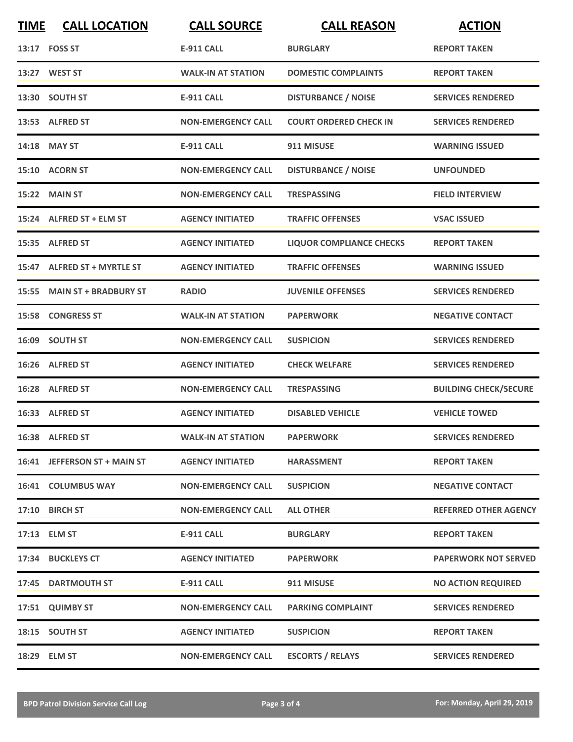| TIME | CALL LOCATION | CALL SOURCE | CALL REASON | ACTION |
|---|---|---|---|---|
| 13:17 | FOSS ST | E-911 CALL | BURGLARY | REPORT TAKEN |
| 13:27 | WEST ST | WALK-IN AT STATION | DOMESTIC COMPLAINTS | REPORT TAKEN |
| 13:30 | SOUTH ST | E-911 CALL | DISTURBANCE / NOISE | SERVICES RENDERED |
| 13:53 | ALFRED ST | NON-EMERGENCY CALL | COURT ORDERED CHECK IN | SERVICES RENDERED |
| 14:18 | MAY ST | E-911 CALL | 911 MISUSE | WARNING ISSUED |
| 15:10 | ACORN ST | NON-EMERGENCY CALL | DISTURBANCE / NOISE | UNFOUNDED |
| 15:22 | MAIN ST | NON-EMERGENCY CALL | TRESPASSING | FIELD INTERVIEW |
| 15:24 | ALFRED ST + ELM ST | AGENCY INITIATED | TRAFFIC OFFENSES | VSAC ISSUED |
| 15:35 | ALFRED ST | AGENCY INITIATED | LIQUOR COMPLIANCE CHECKS | REPORT TAKEN |
| 15:47 | ALFRED ST + MYRTLE ST | AGENCY INITIATED | TRAFFIC OFFENSES | WARNING ISSUED |
| 15:55 | MAIN ST + BRADBURY ST | RADIO | JUVENILE OFFENSES | SERVICES RENDERED |
| 15:58 | CONGRESS ST | WALK-IN AT STATION | PAPERWORK | NEGATIVE CONTACT |
| 16:09 | SOUTH ST | NON-EMERGENCY CALL | SUSPICION | SERVICES RENDERED |
| 16:26 | ALFRED ST | AGENCY INITIATED | CHECK WELFARE | SERVICES RENDERED |
| 16:28 | ALFRED ST | NON-EMERGENCY CALL | TRESPASSING | BUILDING CHECK/SECURE |
| 16:33 | ALFRED ST | AGENCY INITIATED | DISABLED VEHICLE | VEHICLE TOWED |
| 16:38 | ALFRED ST | WALK-IN AT STATION | PAPERWORK | SERVICES RENDERED |
| 16:41 | JEFFERSON ST + MAIN ST | AGENCY INITIATED | HARASSMENT | REPORT TAKEN |
| 16:41 | COLUMBUS WAY | NON-EMERGENCY CALL | SUSPICION | NEGATIVE CONTACT |
| 17:10 | BIRCH ST | NON-EMERGENCY CALL | ALL OTHER | REFERRED OTHER AGENCY |
| 17:13 | ELM ST | E-911 CALL | BURGLARY | REPORT TAKEN |
| 17:34 | BUCKLEYS CT | AGENCY INITIATED | PAPERWORK | PAPERWORK NOT SERVED |
| 17:45 | DARTMOUTH ST | E-911 CALL | 911 MISUSE | NO ACTION REQUIRED |
| 17:51 | QUIMBY ST | NON-EMERGENCY CALL | PARKING COMPLAINT | SERVICES RENDERED |
| 18:15 | SOUTH ST | AGENCY INITIATED | SUSPICION | REPORT TAKEN |
| 18:29 | ELM ST | NON-EMERGENCY CALL | ESCORTS / RELAYS | SERVICES RENDERED |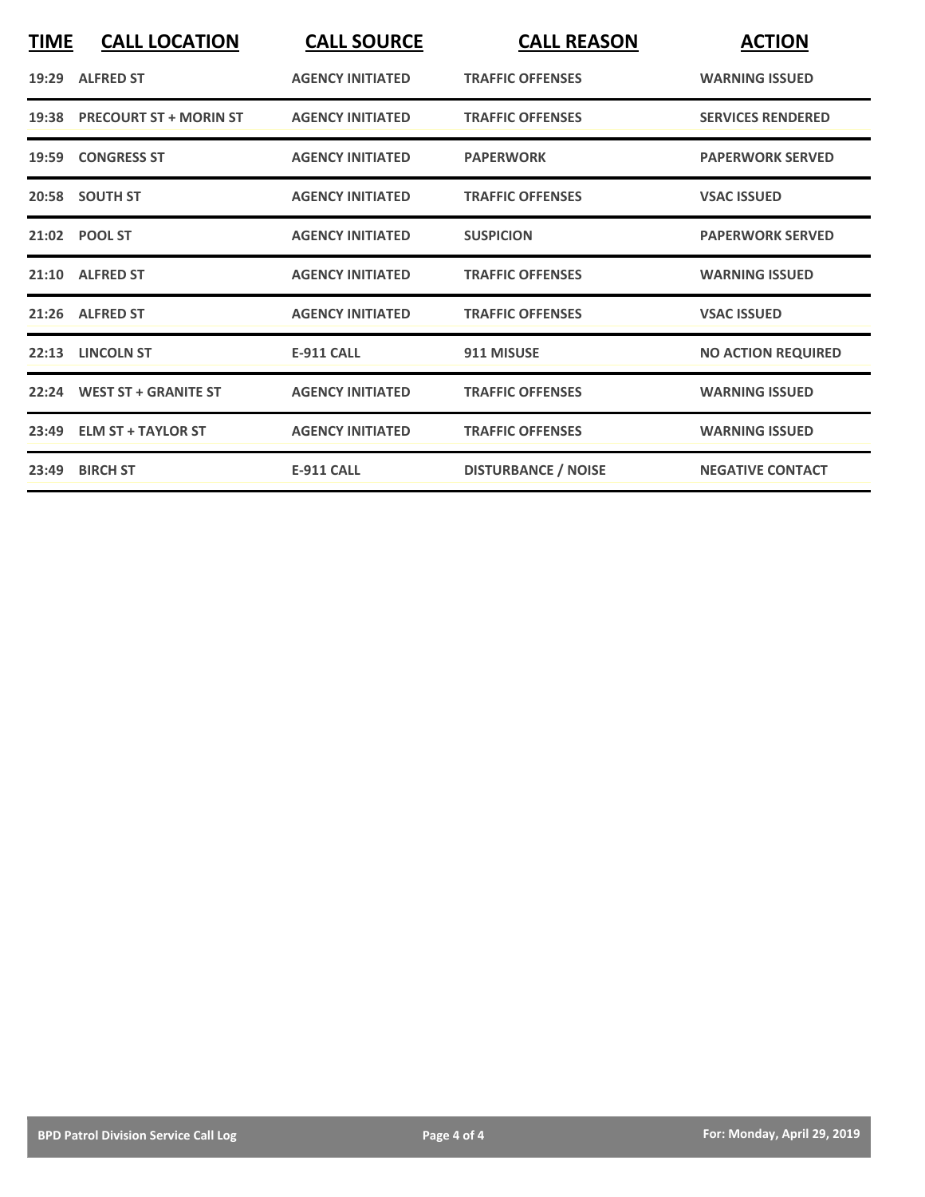| TIME | CALL LOCATION | CALL SOURCE | CALL REASON | ACTION |
|---|---|---|---|---|
| 19:29 | ALFRED ST | AGENCY INITIATED | TRAFFIC OFFENSES | WARNING ISSUED |
| 19:38 | PRECOURT ST + MORIN ST | AGENCY INITIATED | TRAFFIC OFFENSES | SERVICES RENDERED |
| 19:59 | CONGRESS ST | AGENCY INITIATED | PAPERWORK | PAPERWORK SERVED |
| 20:58 | SOUTH ST | AGENCY INITIATED | TRAFFIC OFFENSES | VSAC ISSUED |
| 21:02 | POOL ST | AGENCY INITIATED | SUSPICION | PAPERWORK SERVED |
| 21:10 | ALFRED ST | AGENCY INITIATED | TRAFFIC OFFENSES | WARNING ISSUED |
| 21:26 | ALFRED ST | AGENCY INITIATED | TRAFFIC OFFENSES | VSAC ISSUED |
| 22:13 | LINCOLN ST | E-911 CALL | 911 MISUSE | NO ACTION REQUIRED |
| 22:24 | WEST ST + GRANITE ST | AGENCY INITIATED | TRAFFIC OFFENSES | WARNING ISSUED |
| 23:49 | ELM ST + TAYLOR ST | AGENCY INITIATED | TRAFFIC OFFENSES | WARNING ISSUED |
| 23:49 | BIRCH ST | E-911 CALL | DISTURBANCE / NOISE | NEGATIVE CONTACT |